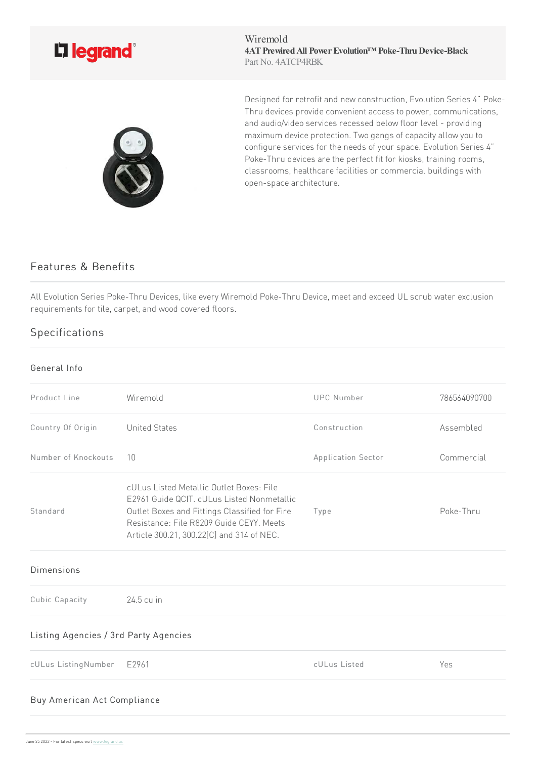legrand

Wiremold

**4AT Prewired All Power Evolution™ Poke-Thru Device-Black**

Part No. 4ATCP4RBK

Designed for retrofit and new construction, Evolution Series 4" Poke-Thru devices provide convenient access to power, communications, and audio/video services recessed below floor level - providing maximum device protection. Two gangs of capacity allow you to configure services for the needs of your space. Evolution Series 4" Poke-Thru devices are the perfect fit for kiosks, training rooms, classrooms, healthcare facilities or commercial buildings with open-space architecture.

## Features & Benefits

All Evolution Series Poke-Thru Devices, like every Wiremold Poke-Thru Device, meet and exceed UL scrub water exclusion requirements for tile, carpet, and wood covered floors.

## Specifications

### General Info

| | | | |
|---|---|---|---|
| Product Line | Wiremold | UPC Number | 786564090700 |
| Country Of Origin | United States | Construction | Assembled |
| Number of Knockouts | 10 | Application Sector | Commercial |
| Standard | cULus Listed Metallic Outlet Boxes: File E2961 Guide QCIT. cULus Listed Nonmetallic Outlet Boxes and Fittings Classified for Fire Resistance: File R8209 Guide CEYY. Meets Article 300.21, 300.22[C] and 314 of NEC. | Type | Poke-Thru |

### Dimensions

| | |
|---|---|
| Cubic Capacity | 24.5 cu in |

### Listing Agencies / 3rd Party Agencies

| | | | |
|---|---|---|---|
| cULus ListingNumber | E2961 | cULus Listed | Yes |

### Buy American Act Compliance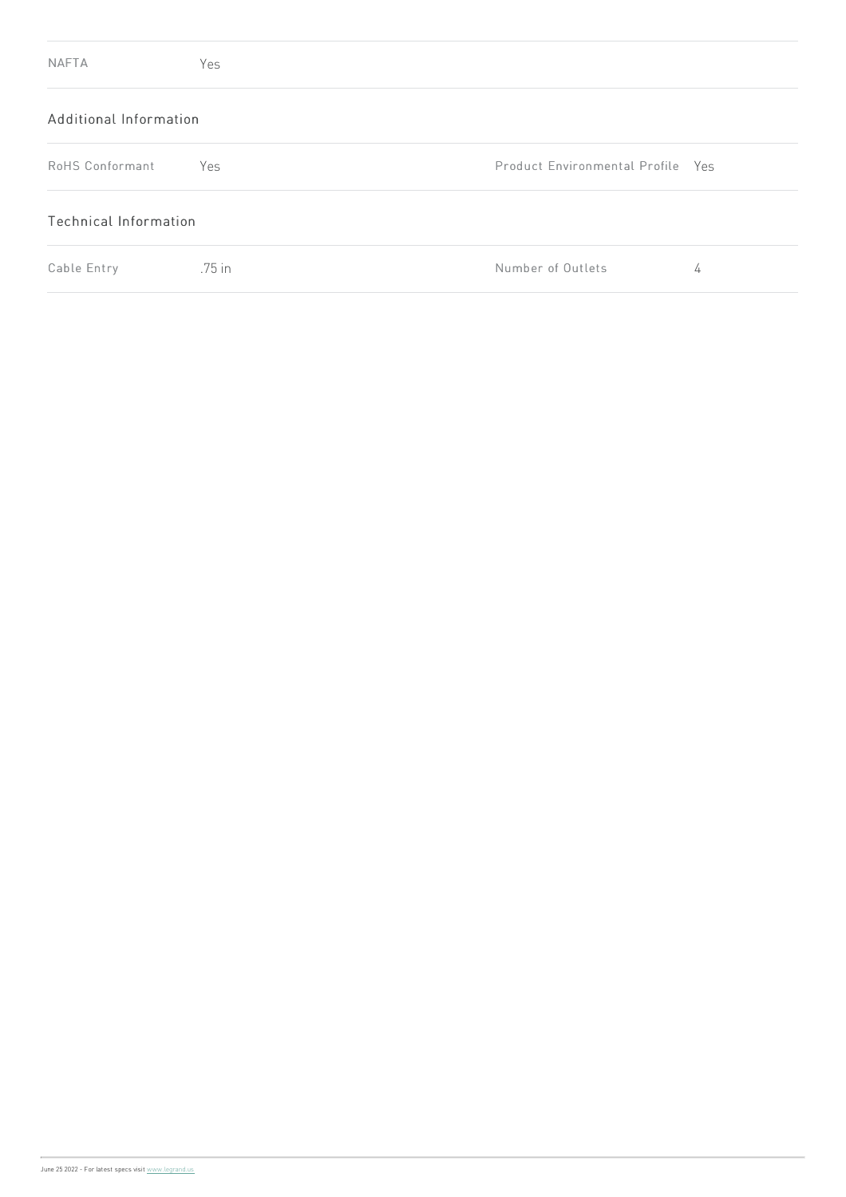| | | | |
|---|---|---|---|
| NAFTA | Yes | | |

## Additional Information

| | | | |
|---|---|---|---|
| RoHS Conformant | Yes | Product Environmental Profile | Yes |

## Technical Information

| | | | |
|---|---|---|---|
| Cable Entry | .75 in | Number of Outlets | 4 |

June 25 2022 - For latest specs visit www.legrand.us